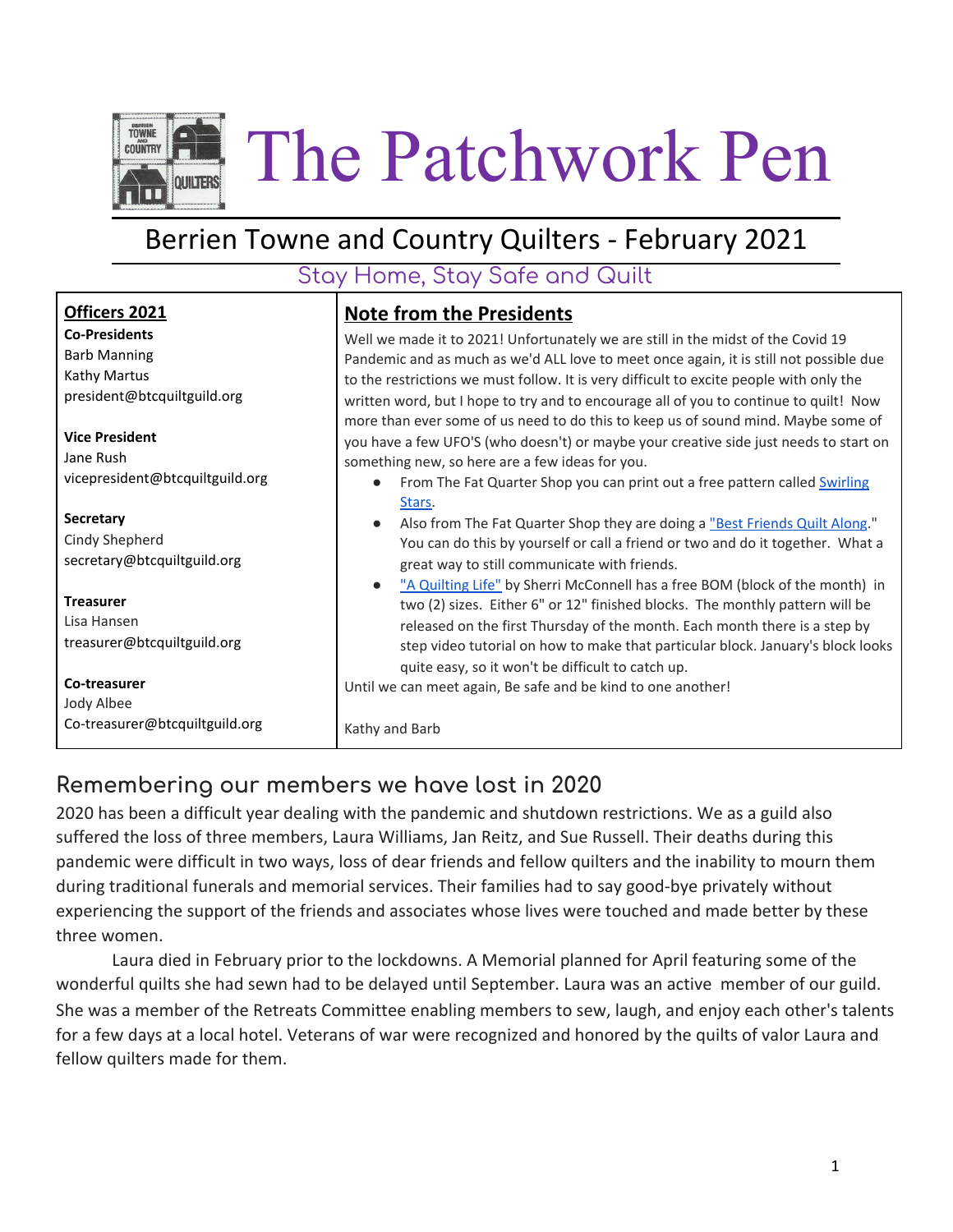# The Patchwork Pen

## Berrien Towne and Country Quilters - February 2021

Stay Home, Stay Safe and Quilt

**Officers 2021**

**Co-Presidents**
Barb Manning
Kathy Martus
president@btcquiltguild.org

**Vice President**
Jane Rush
vicepresident@btcquiltguild.org

**Secretary**
Cindy Shepherd
secretary@btcquiltguild.org

**Treasurer**
Lisa Hansen
treasurer@btcquiltguild.org

**Co-treasurer**
Jody Albee
Co-treasurer@btcquiltguild.org

### Note from the Presidents

Well we made it to 2021! Unfortunately we are still in the midst of the Covid 19 Pandemic and as much as we'd ALL love to meet once again, it is still not possible due to the restrictions we must follow. It is very difficult to excite people with only the written word, but I hope to try and to encourage all of you to continue to quilt! Now more than ever some of us need to do this to keep us of sound mind. Maybe some of you have a few UFO'S (who doesn't) or maybe your creative side just needs to start on something new, so here are a few ideas for you.

- From The Fat Quarter Shop you can print out a free pattern called Swirling Stars.
- Also from The Fat Quarter Shop they are doing a "Best Friends Quilt Along." You can do this by yourself or call a friend or two and do it together. What a great way to still communicate with friends.
- "A Quilting Life" by Sherri McConnell has a free BOM (block of the month) in two (2) sizes. Either 6" or 12" finished blocks. The monthly pattern will be released on the first Thursday of the month. Each month there is a step by step video tutorial on how to make that particular block. January's block looks quite easy, so it won't be difficult to catch up.

Until we can meet again, Be safe and be kind to one another!

Kathy and Barb

## Remembering our members we have lost in 2020

2020 has been a difficult year dealing with the pandemic and shutdown restrictions. We as a guild also suffered the loss of three members, Laura Williams, Jan Reitz, and Sue Russell. Their deaths during this pandemic were difficult in two ways, loss of dear friends and fellow quilters and the inability to mourn them during traditional funerals and memorial services. Their families had to say good-bye privately without experiencing the support of the friends and associates whose lives were touched and made better by these three women.

Laura died in February prior to the lockdowns. A Memorial planned for April featuring some of the wonderful quilts she had sewn had to be delayed until September. Laura was an active member of our guild. She was a member of the Retreats Committee enabling members to sew, laugh, and enjoy each other's talents for a few days at a local hotel. Veterans of war were recognized and honored by the quilts of valor Laura and fellow quilters made for them.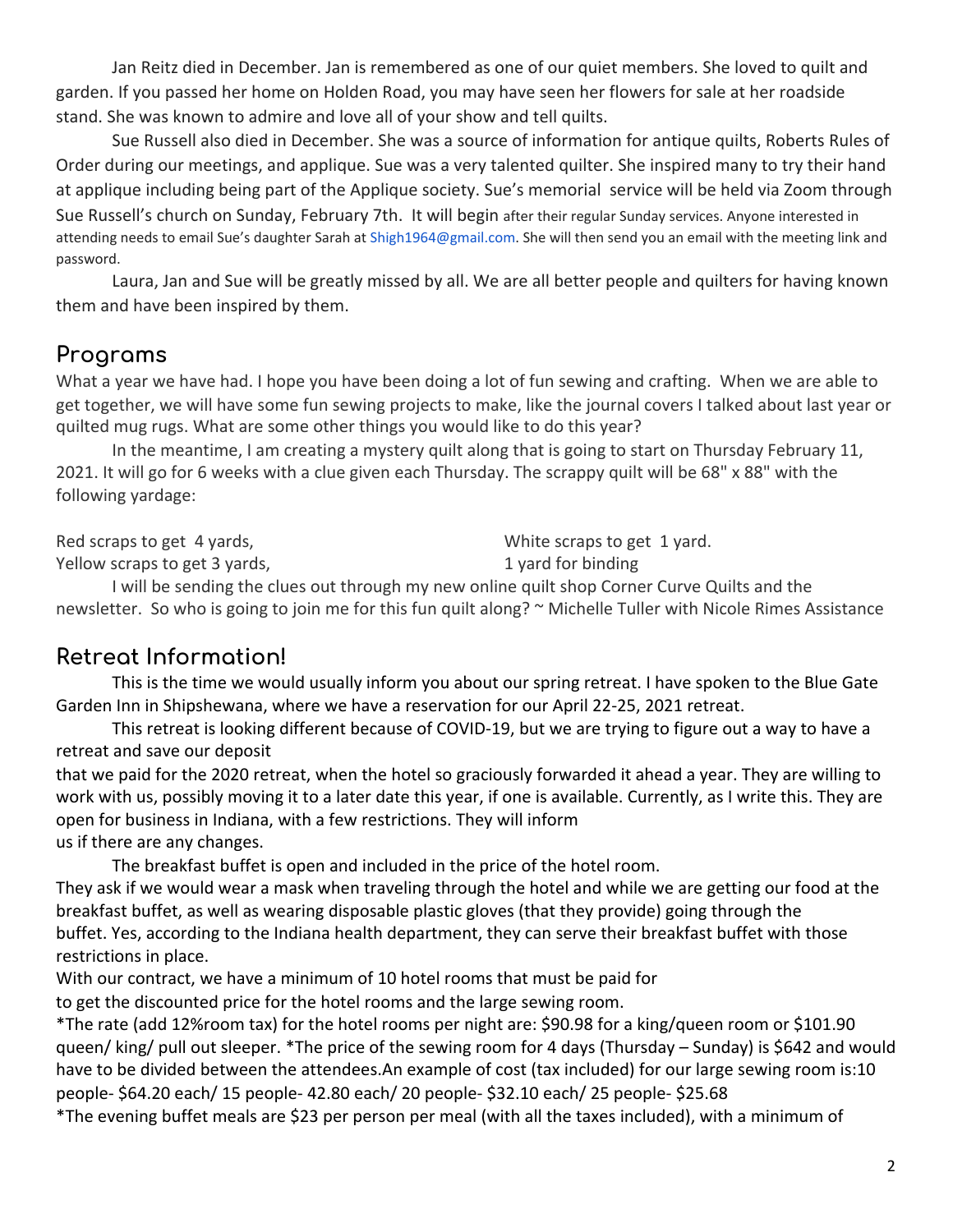Jan Reitz died in December. Jan is remembered as one of our quiet members. She loved to quilt and garden. If you passed her home on Holden Road, you may have seen her flowers for sale at her roadside stand. She was known to admire and love all of your show and tell quilts.

Sue Russell also died in December. She was a source of information for antique quilts, Roberts Rules of Order during our meetings, and applique. Sue was a very talented quilter. She inspired many to try their hand at applique including being part of the Applique society. Sue's memorial service will be held via Zoom through Sue Russell's church on Sunday, February 7th. It will begin after their regular Sunday services. Anyone interested in attending needs to email Sue's daughter Sarah at Shigh1964@gmail.com. She will then send you an email with the meeting link and password.

Laura, Jan and Sue will be greatly missed by all. We are all better people and quilters for having known them and have been inspired by them.

## Programs

What a year we have had. I hope you have been doing a lot of fun sewing and crafting. When we are able to get together, we will have some fun sewing projects to make, like the journal covers I talked about last year or quilted mug rugs. What are some other things you would like to do this year?

In the meantime, I am creating a mystery quilt along that is going to start on Thursday February 11, 2021. It will go for 6 weeks with a clue given each Thursday. The scrappy quilt will be 68" x 88" with the following yardage:

Red scraps to get 4 yards,
Yellow scraps to get 3 yards,
White scraps to get 1 yard.
1 yard for binding

I will be sending the clues out through my new online quilt shop Corner Curve Quilts and the newsletter. So who is going to join me for this fun quilt along? ~ Michelle Tuller with Nicole Rimes Assistance

## Retreat Information!

This is the time we would usually inform you about our spring retreat. I have spoken to the Blue Gate Garden Inn in Shipshewana, where we have a reservation for our April 22-25, 2021 retreat.

This retreat is looking different because of COVID-19, but we are trying to figure out a way to have a retreat and save our deposit that we paid for the 2020 retreat, when the hotel so graciously forwarded it ahead a year. They are willing to work with us, possibly moving it to a later date this year, if one is available. Currently, as I write this. They are open for business in Indiana, with a few restrictions. They will inform us if there are any changes.

The breakfast buffet is open and included in the price of the hotel room. They ask if we would wear a mask when traveling through the hotel and while we are getting our food at the breakfast buffet, as well as wearing disposable plastic gloves (that they provide) going through the buffet. Yes, according to the Indiana health department, they can serve their breakfast buffet with those restrictions in place.

With our contract, we have a minimum of 10 hotel rooms that must be paid for to get the discounted price for the hotel rooms and the large sewing room.

*The rate (add 12%room tax) for the hotel rooms per night are: $90.98 for a king/queen room or $101.90 queen/ king/ pull out sleeper. *The price of the sewing room for 4 days (Thursday – Sunday) is $642 and would have to be divided between the attendees.An example of cost (tax included) for our large sewing room is:10 people- $64.20 each/ 15 people- 42.80 each/ 20 people- $32.10 each/ 25 people- $25.68

*The evening buffet meals are $23 per person per meal (with all the taxes included), with a minimum of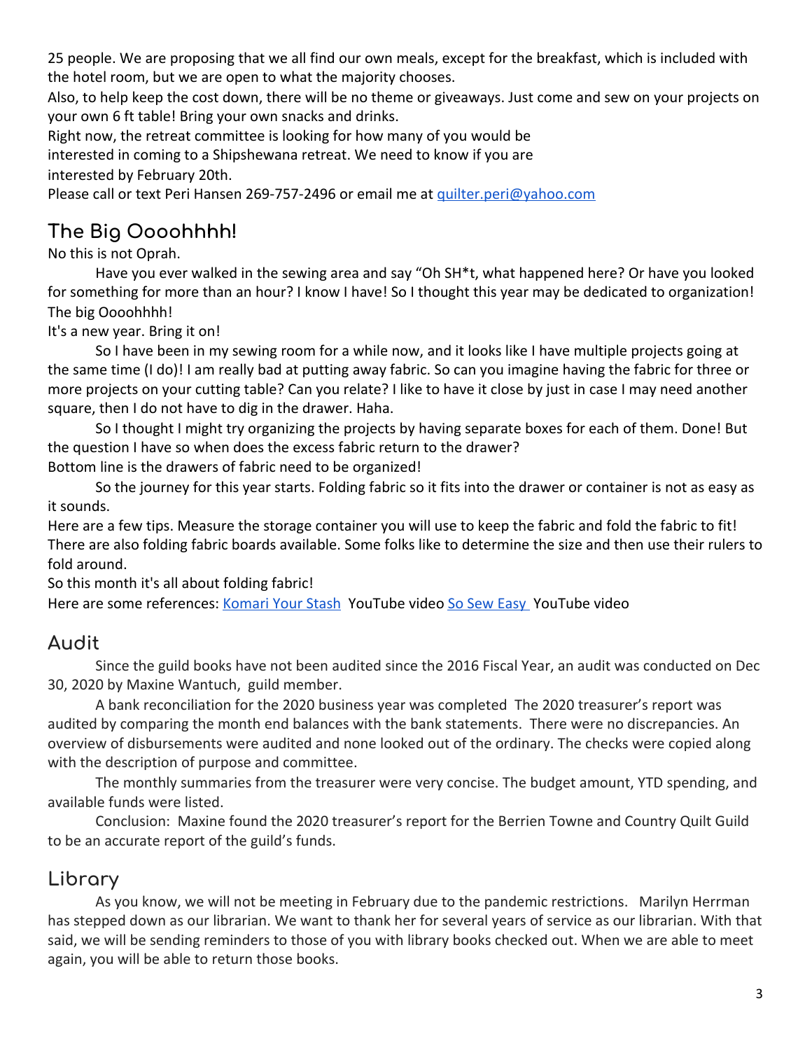25 people. We are proposing that we all find our own meals, except for the breakfast, which is included with the hotel room, but we are open to what the majority chooses.

Also, to help keep the cost down, there will be no theme or giveaways. Just come and sew on your projects on your own 6 ft table! Bring your own snacks and drinks.

Right now, the retreat committee is looking for how many of you would be interested in coming to a Shipshewana retreat. We need to know if you are interested by February 20th.

Please call or text Peri Hansen 269-757-2496 or email me at [quilter.peri@yahoo.com](mailto:quilter.peri@yahoo.com)

## The Big Oooohhhh!

No this is not Oprah.

Have you ever walked in the sewing area and say "Oh SH*t, what happened here? Or have you looked for something for more than an hour? I know I have! So I thought this year may be dedicated to organization! The big Oooohhhh!

It's a new year. Bring it on!

So I have been in my sewing room for a while now, and it looks like I have multiple projects going at the same time (I do)! I am really bad at putting away fabric. So can you imagine having the fabric for three or more projects on your cutting table? Can you relate? I like to have it close by just in case I may need another square, then I do not have to dig in the drawer. Haha.

So I thought I might try organizing the projects by having separate boxes for each of them. Done! But the question I have so when does the excess fabric return to the drawer?

Bottom line is the drawers of fabric need to be organized!

So the journey for this year starts. Folding fabric so it fits into the drawer or container is not as easy as it sounds.

Here are a few tips. Measure the storage container you will use to keep the fabric and fold the fabric to fit! There are also folding fabric boards available. Some folks like to determine the size and then use their rulers to fold around.

So this month it's all about folding fabric!

Here are some references: Komari Your Stash YouTube video So Sew Easy YouTube video

## Audit

Since the guild books have not been audited since the 2016 Fiscal Year, an audit was conducted on Dec 30, 2020 by Maxine Wantuch, guild member.

A bank reconciliation for the 2020 business year was completed The 2020 treasurer's report was audited by comparing the month end balances with the bank statements. There were no discrepancies. An overview of disbursements were audited and none looked out of the ordinary. The checks were copied along with the description of purpose and committee.

The monthly summaries from the treasurer were very concise. The budget amount, YTD spending, and available funds were listed.

Conclusion: Maxine found the 2020 treasurer's report for the Berrien Towne and Country Quilt Guild to be an accurate report of the guild's funds.

## Library

As you know, we will not be meeting in February due to the pandemic restrictions. Marilyn Herrman has stepped down as our librarian. We want to thank her for several years of service as our librarian. With that said, we will be sending reminders to those of you with library books checked out. When we are able to meet again, you will be able to return those books.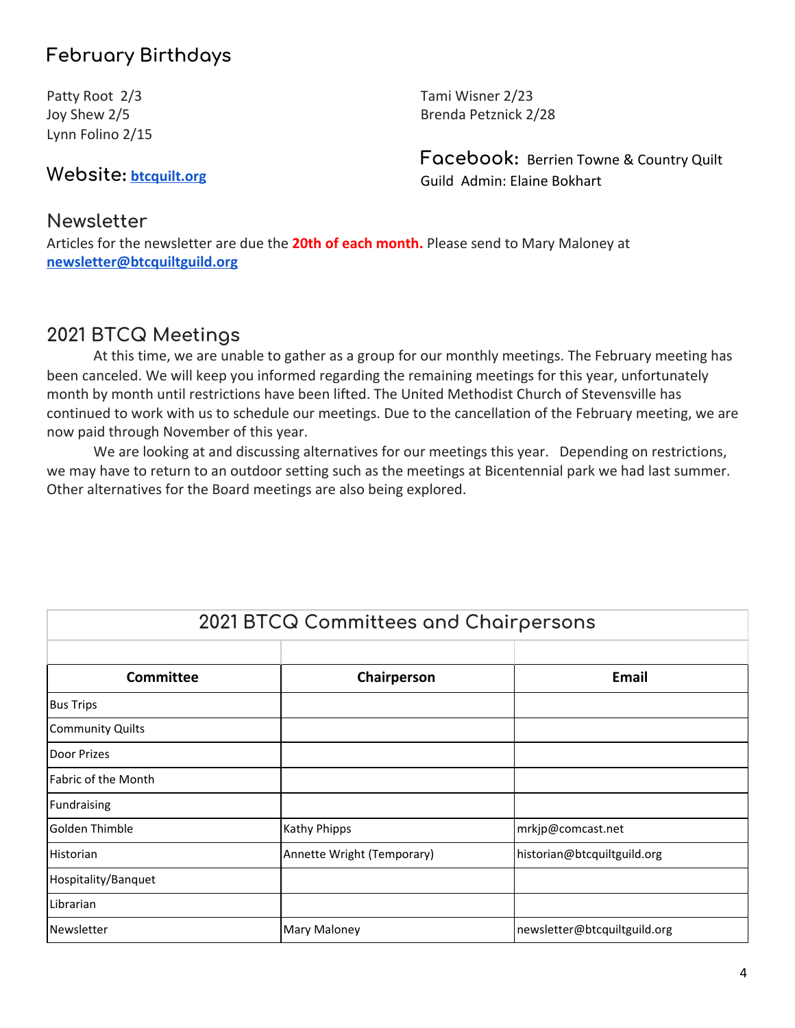## February Birthdays

Patty Root 2/3
Joy Shew 2/5
Lynn Folino 2/15
Tami Wisner 2/23
Brenda Petznick 2/28

## Website: [btcquilt.org](btcquilt.org)

## Facebook: Berrien Towne & Country Quilt Guild Admin: Elaine Bokhart

## Newsletter

Articles for the newsletter are due the **20th of each month.** Please send to Mary Maloney at **newsletter@btcquiltguild.org**

## 2021 BTCQ Meetings

At this time, we are unable to gather as a group for our monthly meetings. The February meeting has been canceled. We will keep you informed regarding the remaining meetings for this year, unfortunately month by month until restrictions have been lifted. The United Methodist Church of Stevensville has continued to work with us to schedule our meetings. Due to the cancellation of the February meeting, we are now paid through November of this year.

We are looking at and discussing alternatives for our meetings this year. Depending on restrictions, we may have to return to an outdoor setting such as the meetings at Bicentennial park we had last summer. Other alternatives for the Board meetings are also being explored.

## 2021 BTCQ Committees and Chairpersons

| Committee | Chairperson | Email |
|---|---|---|
| Bus Trips | | |
| Community Quilts | | |
| Door Prizes | | |
| Fabric of the Month | | |
| Fundraising | | |
| Golden Thimble | Kathy Phipps | mrkjp@comcast.net |
| Historian | Annette Wright (Temporary) | historian@btcquiltguild.org |
| Hospitality/Banquet | | |
| Librarian | | |
| Newsletter | Mary Maloney | newsletter@btcquiltguild.org |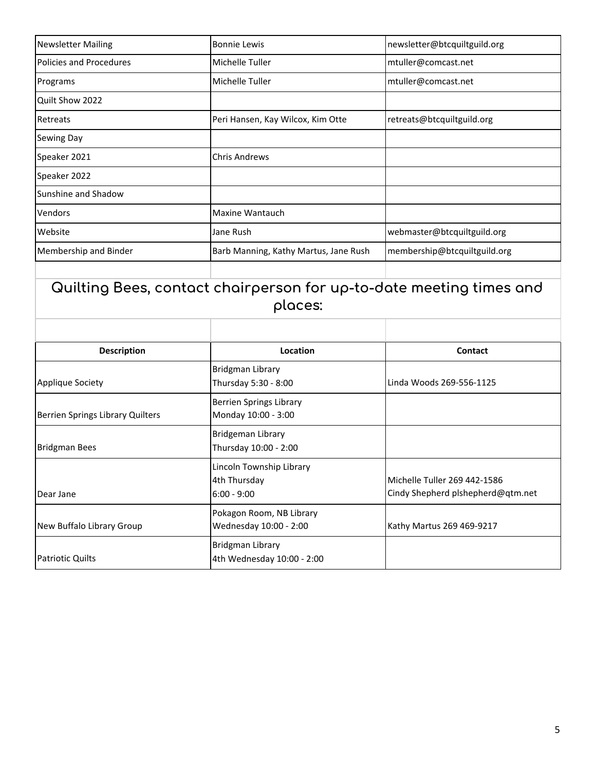| | | |
|---|---|---|
| Newsletter Mailing | Bonnie Lewis | newsletter@btcquiltguild.org |
| Policies and Procedures | Michelle Tuller | mtuller@comcast.net |
| Programs | Michelle Tuller | mtuller@comcast.net |
| Quilt Show 2022 | | |
| Retreats | Peri Hansen, Kay Wilcox, Kim Otte | retreats@btcquiltguild.org |
| Sewing Day | | |
| Speaker 2021 | Chris Andrews | |
| Speaker 2022 | | |
| Sunshine and Shadow | | |
| Vendors | Maxine Wantauch | |
| Website | Jane Rush | webmaster@btcquiltguild.org |
| Membership and Binder | Barb Manning, Kathy Martus, Jane Rush | membership@btcquiltguild.org |

## Quilting Bees, contact chairperson for up-to-date meeting times and places:

| Description | Location | Contact |
|---|---|---|
| Applique Society | Bridgman Library<br>Thursday 5:30 - 8:00 | Linda Woods 269-556-1125 |
| Berrien Springs Library Quilters | Berrien Springs Library<br>Monday 10:00 - 3:00 | |
| Bridgman Bees | Bridgeman Library<br>Thursday 10:00 - 2:00 | |
| Dear Jane | Lincoln Township Library<br>4th Thursday<br>6:00 - 9:00 | Michelle Tuller 269 442-1586<br>Cindy Shepherd plshepherd@qtm.net |
| New Buffalo Library Group | Pokagon Room, NB Library<br>Wednesday 10:00 - 2:00 | Kathy Martus 269 469-9217 |
| Patriotic Quilts | Bridgman Library<br>4th Wednesday 10:00 - 2:00 | |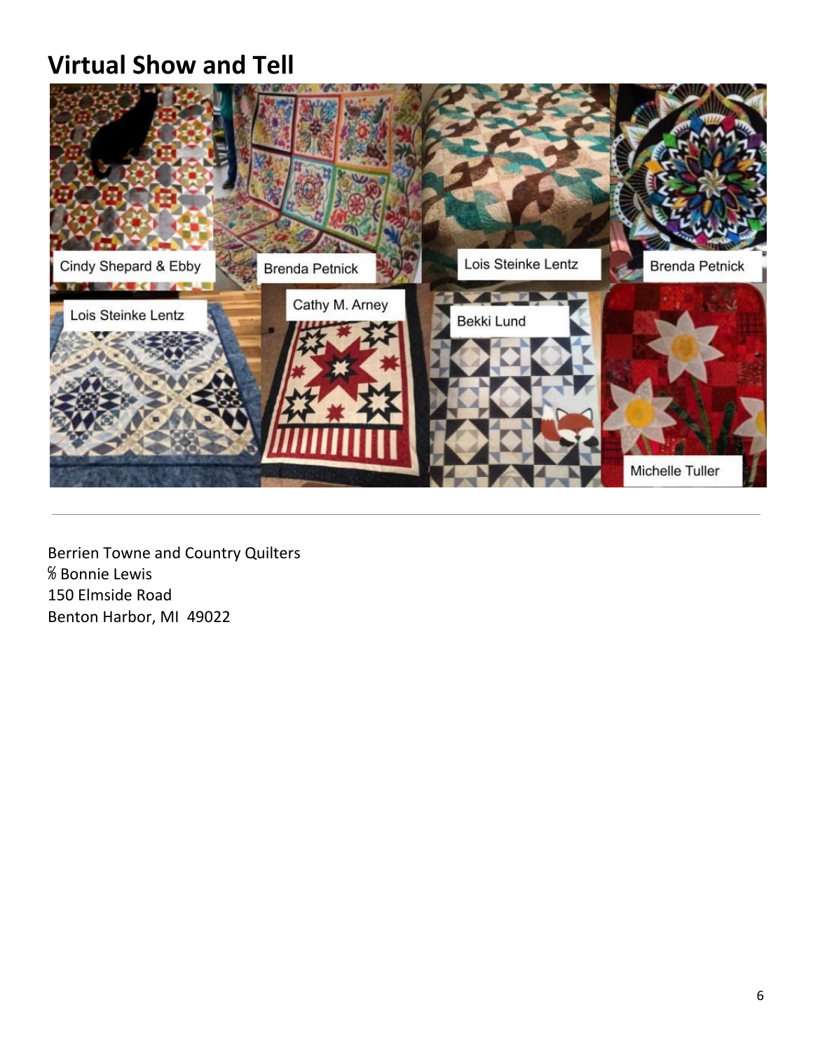# Virtual Show and Tell

Cindy Shepard & Ebby

Brenda Petnick

Lois Steinke Lentz

Brenda Petnick

Lois Steinke Lentz

Cathy M. Arney

Bekki Lund

Michelle Tuller

---

Berrien Towne and Country Quilters
℅ Bonnie Lewis
150 Elmside Road
Benton Harbor, MI 49022